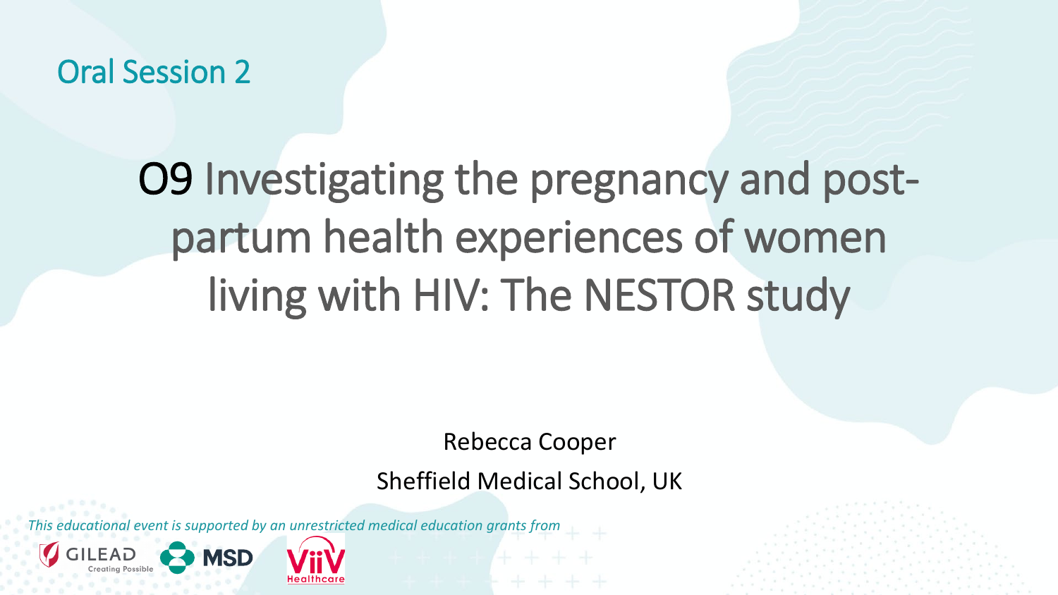Oral Session 2

# O9 Investigating the pregnancy and post-partum health experiences of women living with HIV: The NESTOR study

Rebecca Cooper

Sheffield Medical School, UK

*This educational event is supported by an unrestricted medical education grants from*

GILEAD Creating Possible · MSD · ViiV Healthcare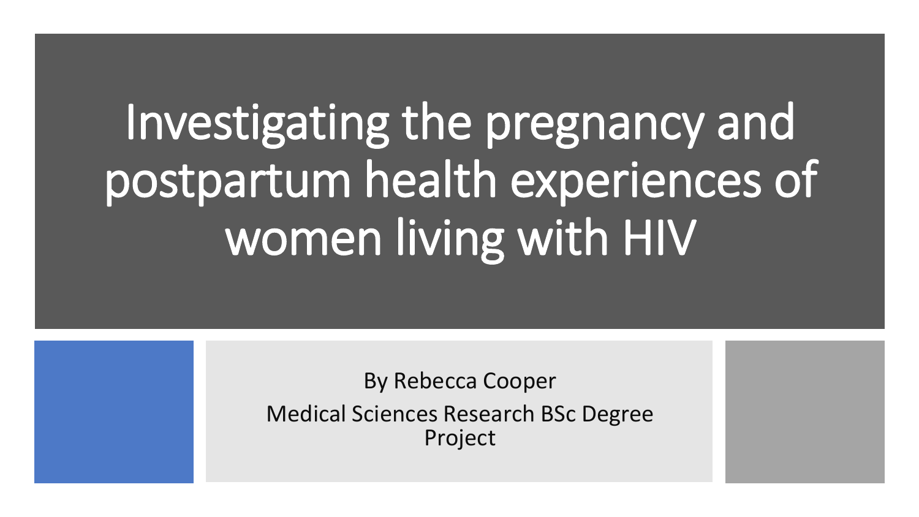# Investigating the pregnancy and postpartum health experiences of women living with HIV

By Rebecca Cooper

Medical Sciences Research BSc Degree Project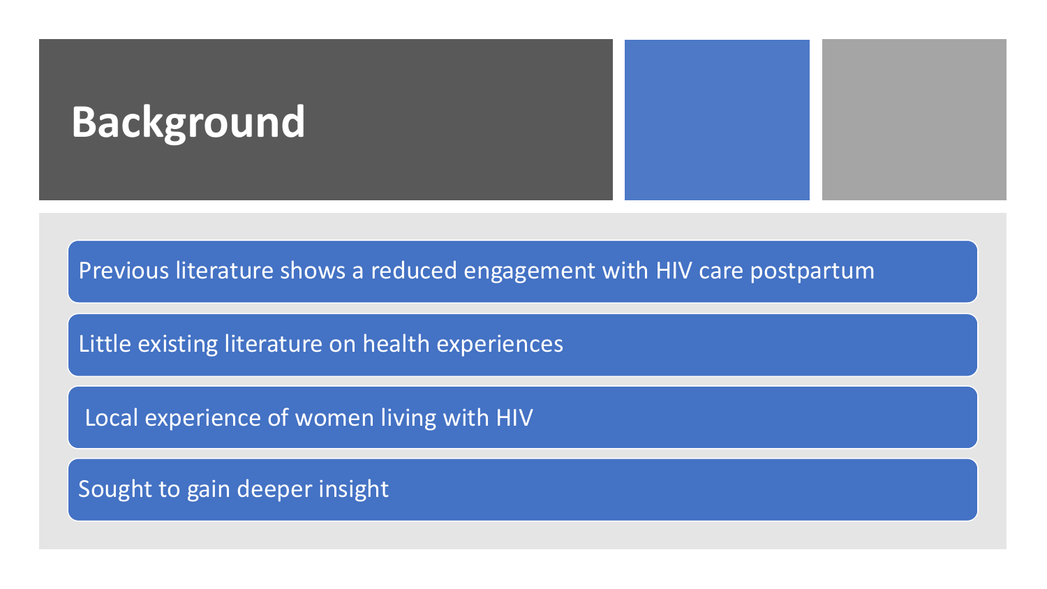# Background

- Previous literature shows a reduced engagement with HIV care postpartum
- Little existing literature on health experiences
- Local experience of women living with HIV
- Sought to gain deeper insight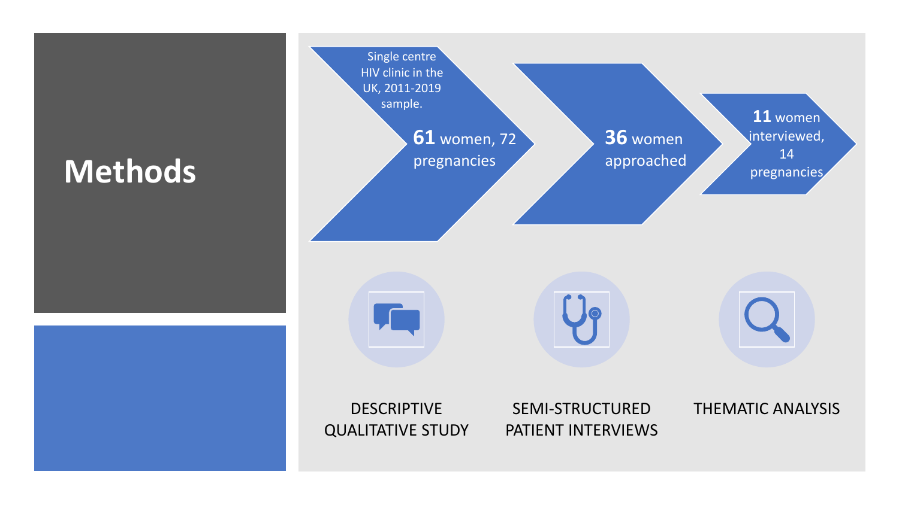# Methods

- Single centre HIV clinic in the UK, 2011-2019 sample. **61** women, 72 pregnancies
- **36** women approached
- **11** women interviewed, 14 pregnancies

DESCRIPTIVE QUALITATIVE STUDY

SEMI-STRUCTURED PATIENT INTERVIEWS

THEMATIC ANALYSIS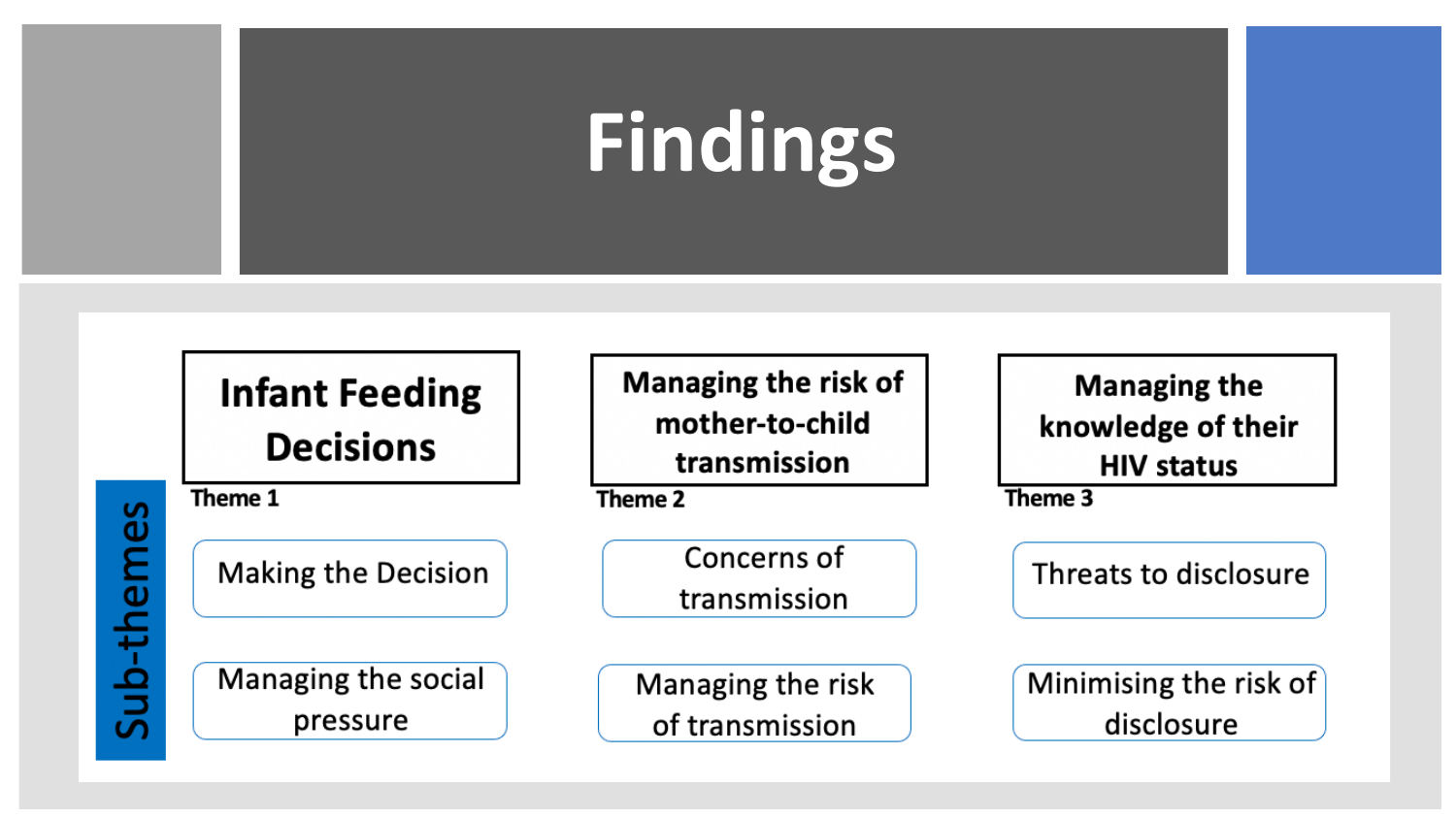# Findings

**Sub-themes**

| Theme 1 | Theme 2 | Theme 3 |
| --- | --- | --- |
| **Infant Feeding Decisions** | **Managing the risk of mother-to-child transmission** | **Managing the knowledge of their HIV status** |
| Making the Decision | Concerns of transmission | Threats to disclosure |
| Managing the social pressure | Managing the risk of transmission | Minimising the risk of disclosure |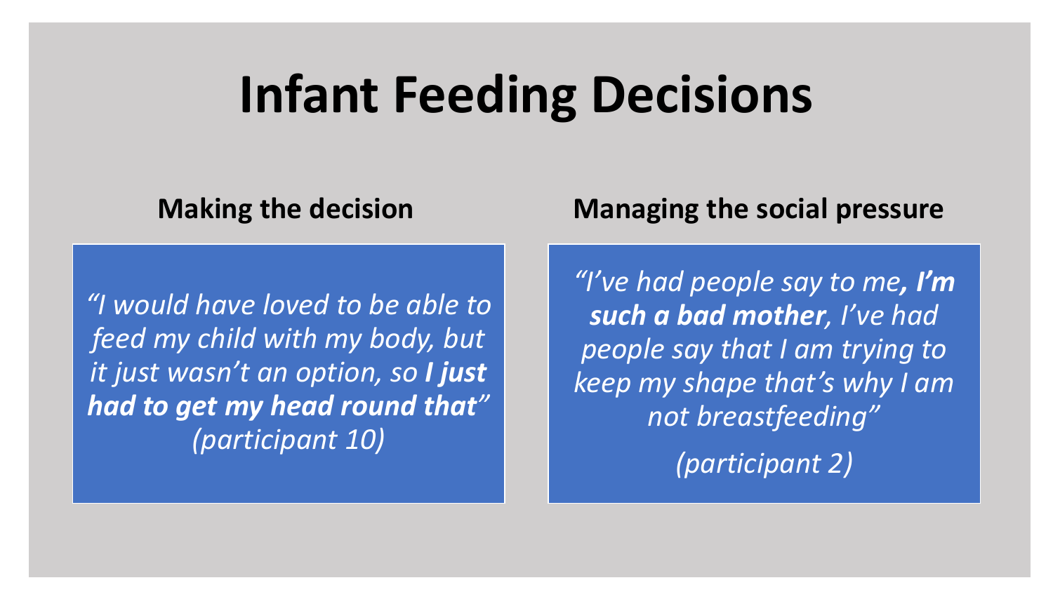# Infant Feeding Decisions

## Making the decision

*"I would have loved to be able to feed my child with my body, but it just wasn't an option, so **I just had to get my head round that**" (participant 10)*

## Managing the social pressure

*"I've had people say to me**, I'm such a bad mother**, I've had people say that I am trying to keep my shape that's why I am not breastfeeding"*

*(participant 2)*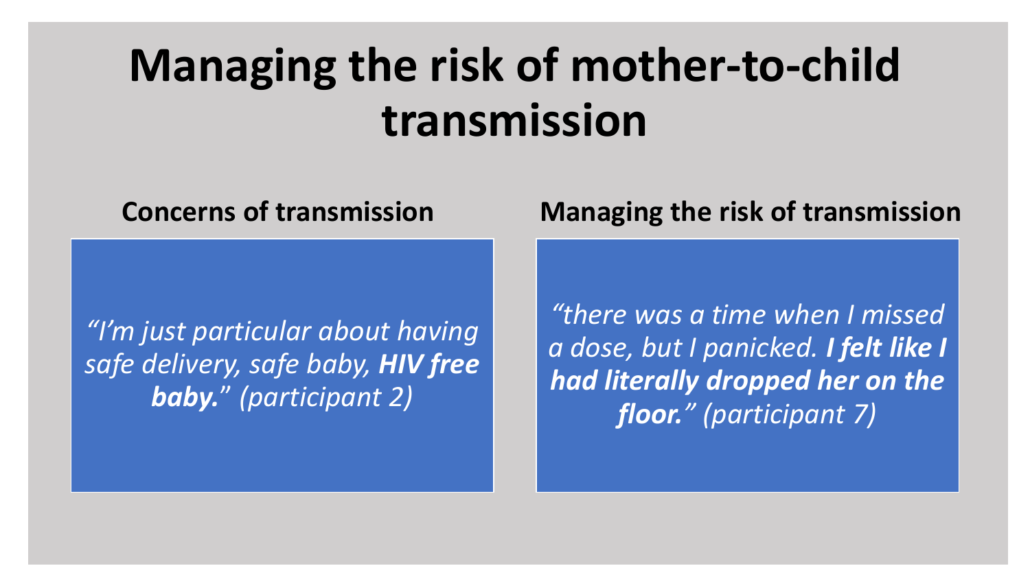# Managing the risk of mother-to-child transmission

## Concerns of transmission

*"I'm just particular about having safe delivery, safe baby, **HIV free baby.**" (participant 2)*

## Managing the risk of transmission

*"there was a time when I missed a dose, but I panicked. **I felt like I had literally dropped her on the floor.**" (participant 7)*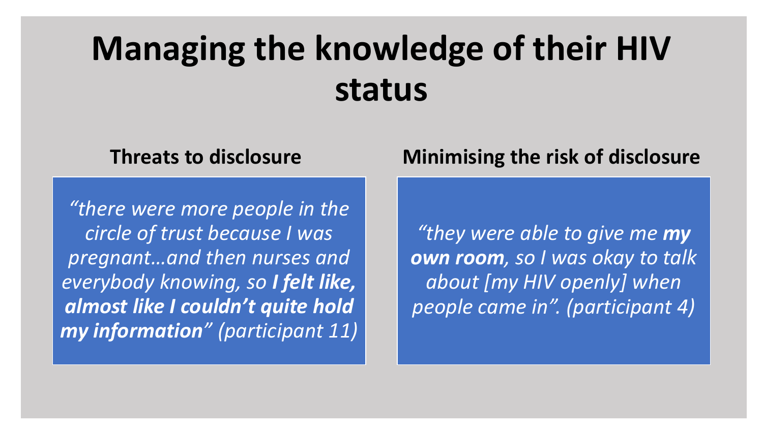# Managing the knowledge of their HIV status

## Threats to disclosure

*“there were more people in the circle of trust because I was pregnant…and then nurses and everybody knowing, so **I felt like, almost like I couldn’t quite hold my information**” (participant 11)*

## Minimising the risk of disclosure

*“they were able to give me **my own room**, so I was okay to talk about [my HIV openly] when people came in”. (participant 4)*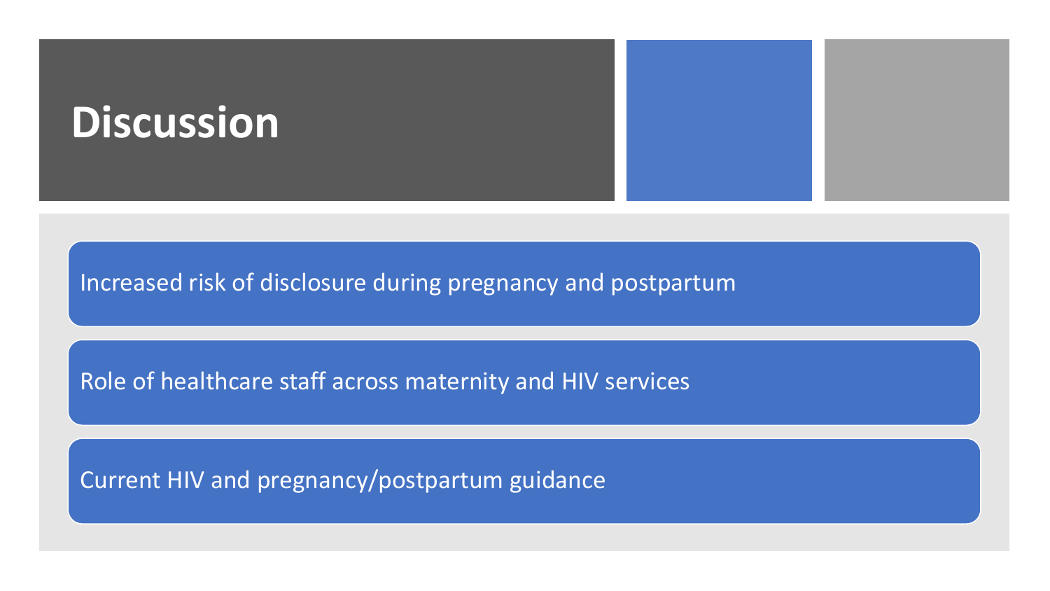# Discussion

- Increased risk of disclosure during pregnancy and postpartum
- Role of healthcare staff across maternity and HIV services
- Current HIV and pregnancy/postpartum guidance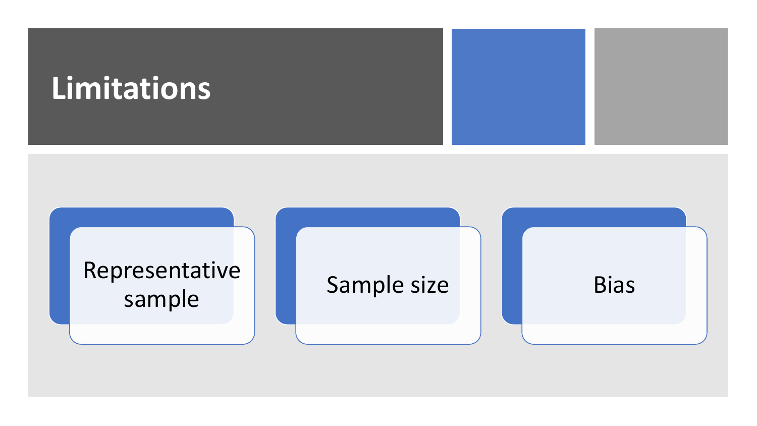# Limitations

- Representative sample
- Sample size
- Bias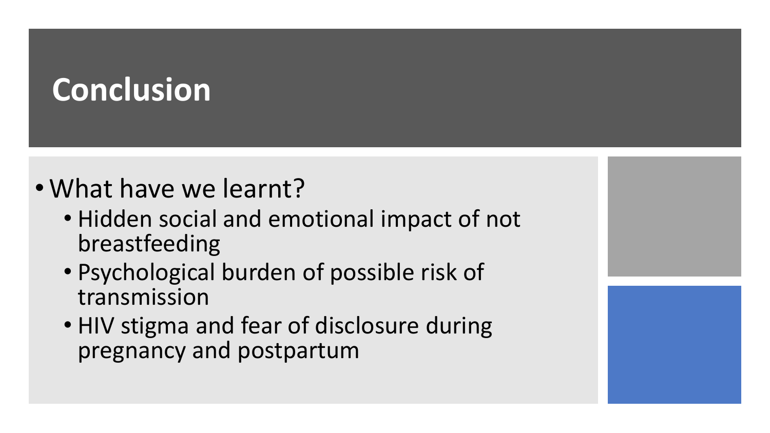# Conclusion

- What have we learnt?
  - Hidden social and emotional impact of not breastfeeding
  - Psychological burden of possible risk of transmission
  - HIV stigma and fear of disclosure during pregnancy and postpartum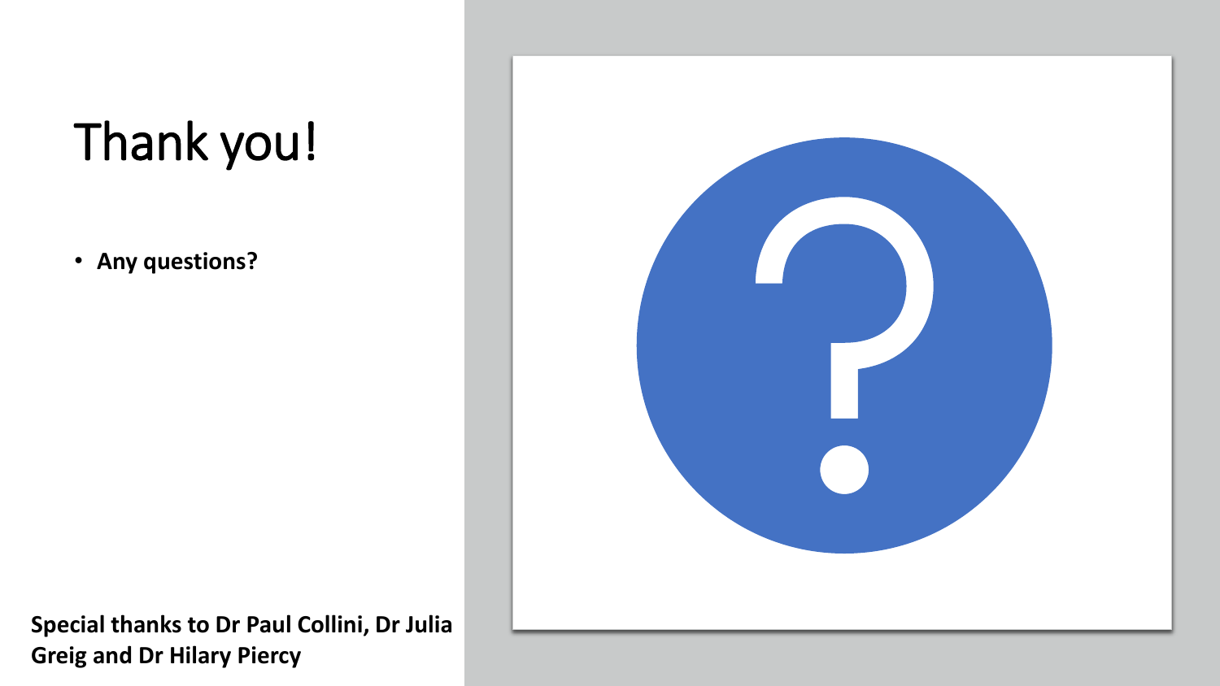# Thank you!

- **Any questions?**

**Special thanks to Dr Paul Collini, Dr Julia Greig and Dr Hilary Piercy**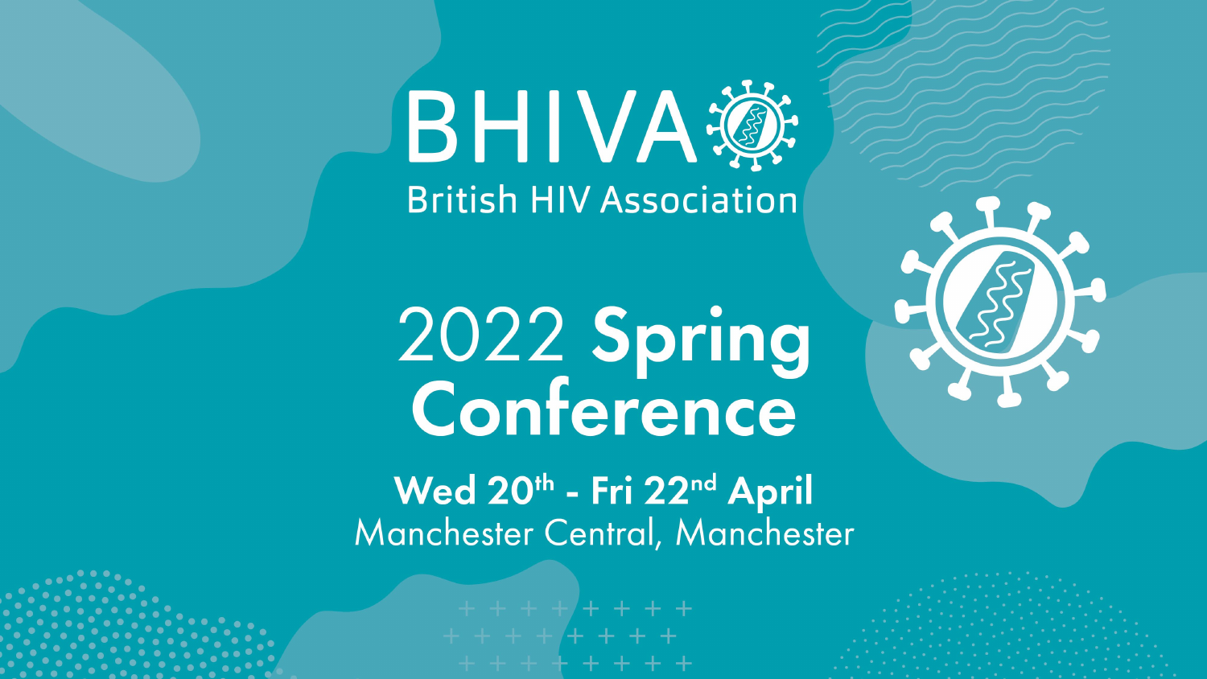# BHIVA

British HIV Association

# 2022 **Spring Conference**

**Wed 20th - Fri 22nd April**

Manchester Central, Manchester